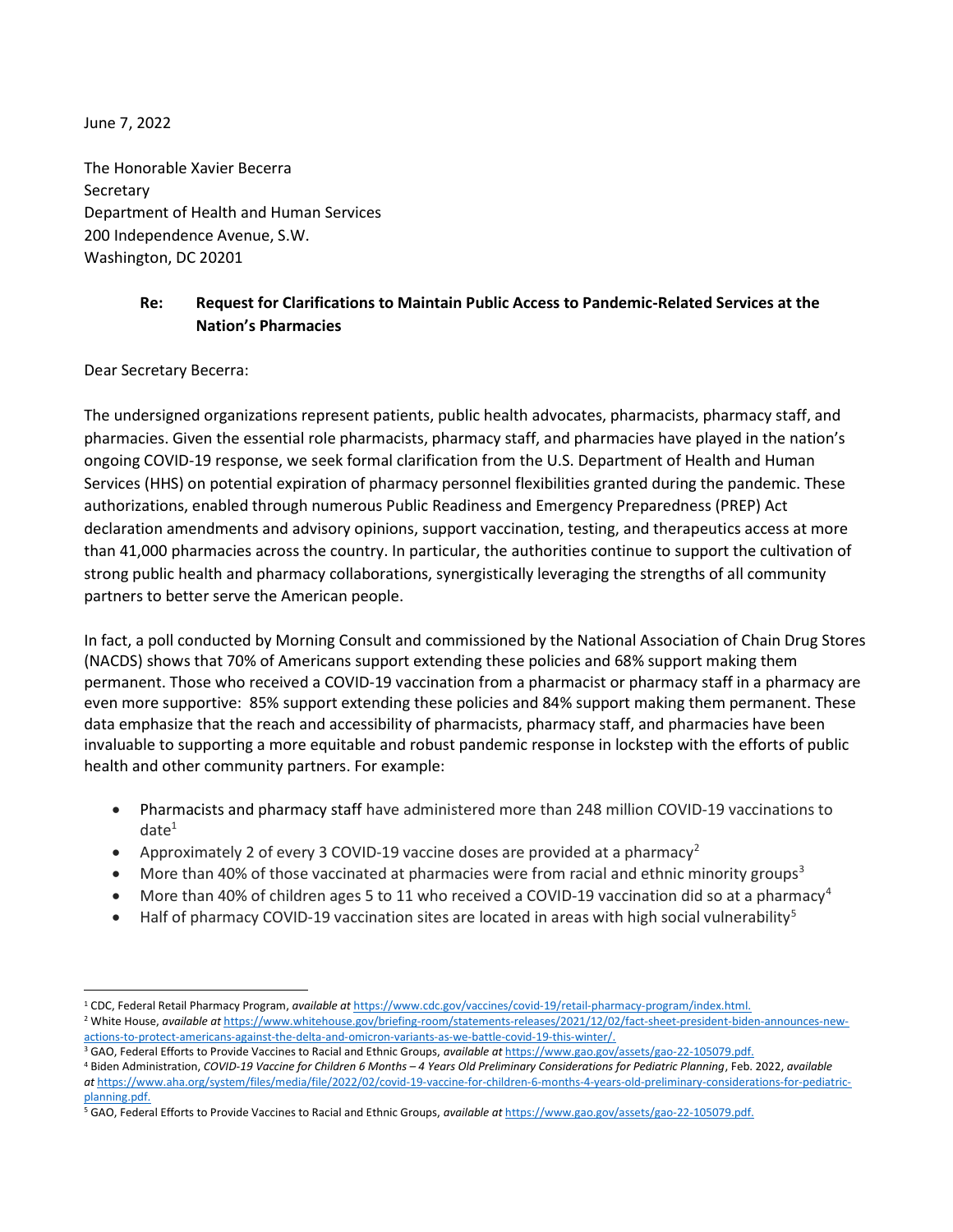June 7, 2022

The Honorable Xavier Becerra
Secretary
Department of Health and Human Services
200 Independence Avenue, S.W.
Washington, DC 20201

**Re: Request for Clarifications to Maintain Public Access to Pandemic-Related Services at the Nation's Pharmacies**

Dear Secretary Becerra:

The undersigned organizations represent patients, public health advocates, pharmacists, pharmacy staff, and pharmacies. Given the essential role pharmacists, pharmacy staff, and pharmacies have played in the nation's ongoing COVID-19 response, we seek formal clarification from the U.S. Department of Health and Human Services (HHS) on potential expiration of pharmacy personnel flexibilities granted during the pandemic. These authorizations, enabled through numerous Public Readiness and Emergency Preparedness (PREP) Act declaration amendments and advisory opinions, support vaccination, testing, and therapeutics access at more than 41,000 pharmacies across the country. In particular, the authorities continue to support the cultivation of strong public health and pharmacy collaborations, synergistically leveraging the strengths of all community partners to better serve the American people.

In fact, a poll conducted by Morning Consult and commissioned by the National Association of Chain Drug Stores (NACDS) shows that 70% of Americans support extending these policies and 68% support making them permanent. Those who received a COVID-19 vaccination from a pharmacist or pharmacy staff in a pharmacy are even more supportive: 85% support extending these policies and 84% support making them permanent. These data emphasize that the reach and accessibility of pharmacists, pharmacy staff, and pharmacies have been invaluable to supporting a more equitable and robust pandemic response in lockstep with the efforts of public health and other community partners. For example:

- Pharmacists and pharmacy staff have administered more than 248 million COVID-19 vaccinations to date[1]
- Approximately 2 of every 3 COVID-19 vaccine doses are provided at a pharmacy[2]
- More than 40% of those vaccinated at pharmacies were from racial and ethnic minority groups[3]
- More than 40% of children ages 5 to 11 who received a COVID-19 vaccination did so at a pharmacy[4]
- Half of pharmacy COVID-19 vaccination sites are located in areas with high social vulnerability[5]

---

[1] CDC, Federal Retail Pharmacy Program, *available at* https://www.cdc.gov/vaccines/covid-19/retail-pharmacy-program/index.html.

[2] White House, *available at* https://www.whitehouse.gov/briefing-room/statements-releases/2021/12/02/fact-sheet-president-biden-announces-new-actions-to-protect-americans-against-the-delta-and-omicron-variants-as-we-battle-covid-19-this-winter/.

[3] GAO, Federal Efforts to Provide Vaccines to Racial and Ethnic Groups, *available at* https://www.gao.gov/assets/gao-22-105079.pdf.

[4] Biden Administration, *COVID-19 Vaccine for Children 6 Months – 4 Years Old Preliminary Considerations for Pediatric Planning*, Feb. 2022, *available at* https://www.aha.org/system/files/media/file/2022/02/covid-19-vaccine-for-children-6-months-4-years-old-preliminary-considerations-for-pediatric-planning.pdf.

[5] GAO, Federal Efforts to Provide Vaccines to Racial and Ethnic Groups, *available at* https://www.gao.gov/assets/gao-22-105079.pdf.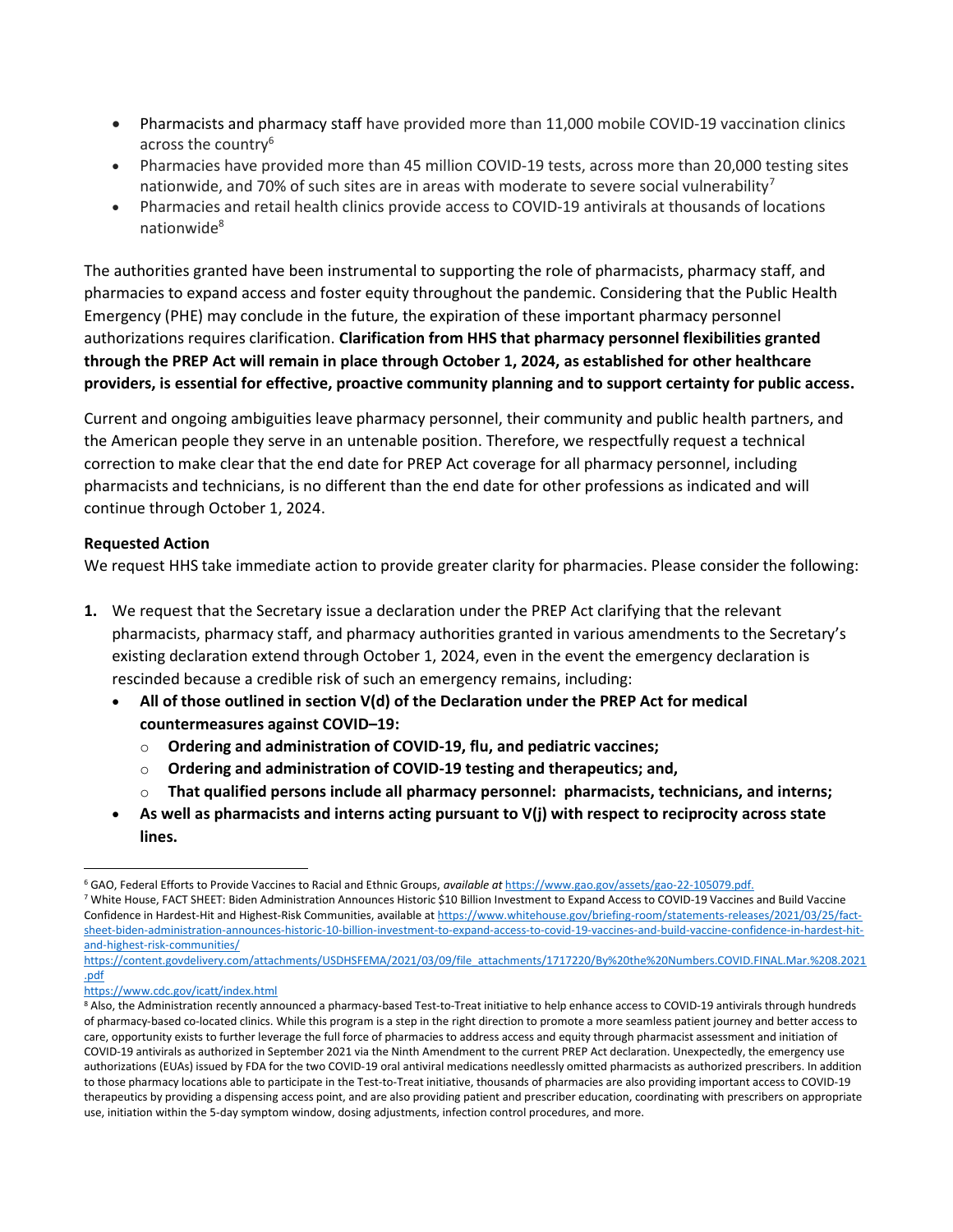- Pharmacists and pharmacy staff have provided more than 11,000 mobile COVID-19 vaccination clinics across the country[6]
- Pharmacies have provided more than 45 million COVID-19 tests, across more than 20,000 testing sites nationwide, and 70% of such sites are in areas with moderate to severe social vulnerability[7]
- Pharmacies and retail health clinics provide access to COVID-19 antivirals at thousands of locations nationwide[8]

The authorities granted have been instrumental to supporting the role of pharmacists, pharmacy staff, and pharmacies to expand access and foster equity throughout the pandemic. Considering that the Public Health Emergency (PHE) may conclude in the future, the expiration of these important pharmacy personnel authorizations requires clarification. **Clarification from HHS that pharmacy personnel flexibilities granted through the PREP Act will remain in place through October 1, 2024, as established for other healthcare providers, is essential for effective, proactive community planning and to support certainty for public access.**

Current and ongoing ambiguities leave pharmacy personnel, their community and public health partners, and the American people they serve in an untenable position. Therefore, we respectfully request a technical correction to make clear that the end date for PREP Act coverage for all pharmacy personnel, including pharmacists and technicians, is no different than the end date for other professions as indicated and will continue through October 1, 2024.

**Requested Action**

We request HHS take immediate action to provide greater clarity for pharmacies. Please consider the following:

1. We request that the Secretary issue a declaration under the PREP Act clarifying that the relevant pharmacists, pharmacy staff, and pharmacy authorities granted in various amendments to the Secretary's existing declaration extend through October 1, 2024, even in the event the emergency declaration is rescinded because a credible risk of such an emergency remains, including:
   - **All of those outlined in section V(d) of the Declaration under the PREP Act for medical countermeasures against COVID–19:**
     - **Ordering and administration of COVID-19, flu, and pediatric vaccines;**
     - **Ordering and administration of COVID-19 testing and therapeutics; and,**
     - **That qualified persons include all pharmacy personnel: pharmacists, technicians, and interns;**
   - **As well as pharmacists and interns acting pursuant to V(j) with respect to reciprocity across state lines.**

---

[6] GAO, Federal Efforts to Provide Vaccines to Racial and Ethnic Groups, *available at* https://www.gao.gov/assets/gao-22-105079.pdf.

[7] White House, FACT SHEET: Biden Administration Announces Historic $10 Billion Investment to Expand Access to COVID-19 Vaccines and Build Vaccine Confidence in Hardest-Hit and Highest-Risk Communities, available at https://www.whitehouse.gov/briefing-room/statements-releases/2021/03/25/fact-sheet-biden-administration-announces-historic-10-billion-investment-to-expand-access-to-covid-19-vaccines-and-build-vaccine-confidence-in-hardest-hit-and-highest-risk-communities/
https://content.govdelivery.com/attachments/USDHSFEMA/2021/03/09/file_attachments/1717220/By%20the%20Numbers.COVID.FINAL.Mar.%208.2021.pdf
https://www.cdc.gov/icatt/index.html

[8] Also, the Administration recently announced a pharmacy-based Test-to-Treat initiative to help enhance access to COVID-19 antivirals through hundreds of pharmacy-based co-located clinics. While this program is a step in the right direction to promote a more seamless patient journey and better access to care, opportunity exists to further leverage the full force of pharmacies to address access and equity through pharmacist assessment and initiation of COVID-19 antivirals as authorized in September 2021 via the Ninth Amendment to the current PREP Act declaration. Unexpectedly, the emergency use authorizations (EUAs) issued by FDA for the two COVID-19 oral antiviral medications needlessly omitted pharmacists as authorized prescribers. In addition to those pharmacy locations able to participate in the Test-to-Treat initiative, thousands of pharmacies are also providing important access to COVID-19 therapeutics by providing a dispensing access point, and are also providing patient and prescriber education, coordinating with prescribers on appropriate use, initiation within the 5-day symptom window, dosing adjustments, infection control procedures, and more.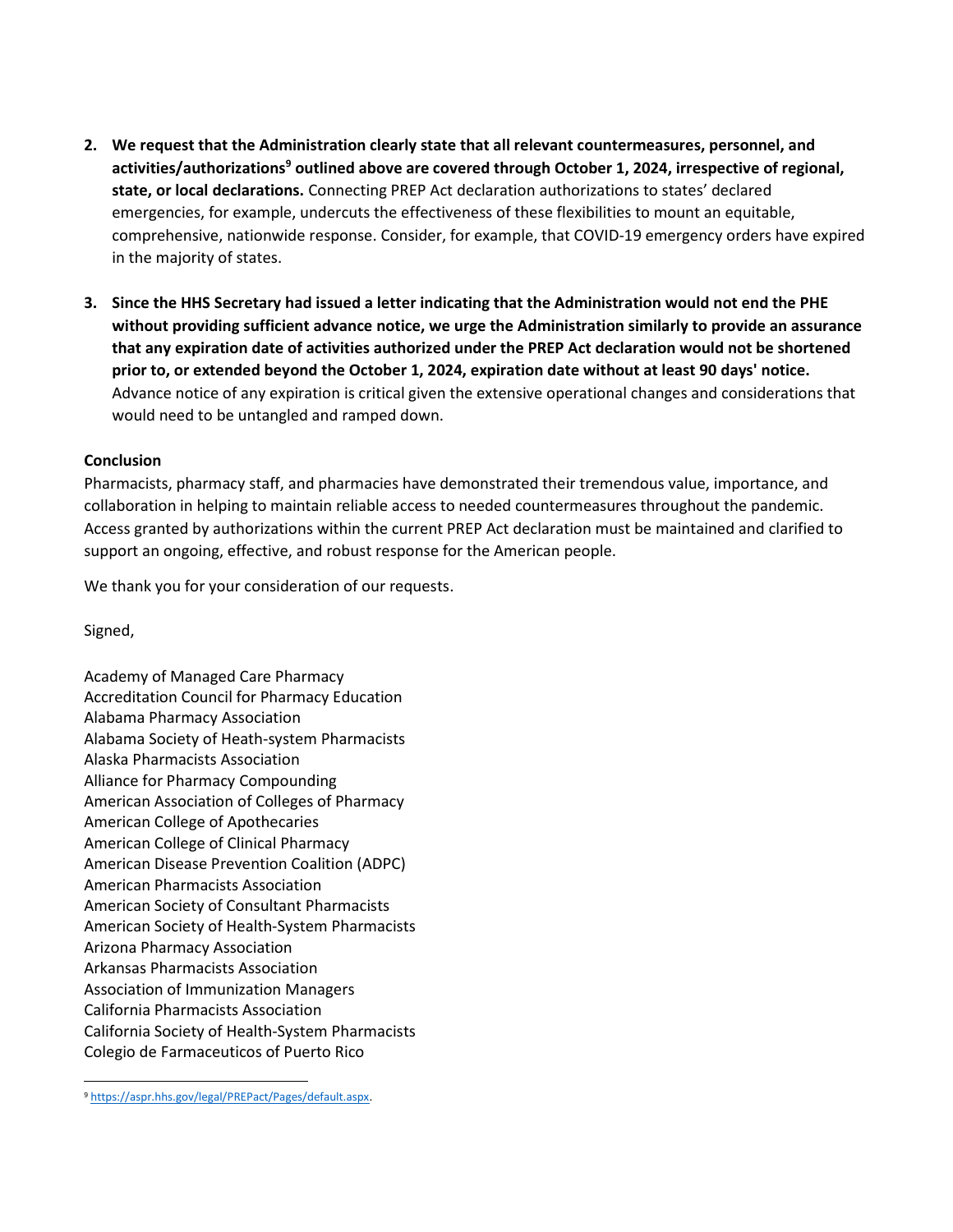2. **We request that the Administration clearly state that all relevant countermeasures, personnel, and activities/authorizations[9] outlined above are covered through October 1, 2024, irrespective of regional, state, or local declarations.** Connecting PREP Act declaration authorizations to states' declared emergencies, for example, undercuts the effectiveness of these flexibilities to mount an equitable, comprehensive, nationwide response. Consider, for example, that COVID-19 emergency orders have expired in the majority of states.

3. **Since the HHS Secretary had issued a letter indicating that the Administration would not end the PHE without providing sufficient advance notice, we urge the Administration similarly to provide an assurance that any expiration date of activities authorized under the PREP Act declaration would not be shortened prior to, or extended beyond the October 1, 2024, expiration date without at least 90 days' notice.** Advance notice of any expiration is critical given the extensive operational changes and considerations that would need to be untangled and ramped down.

**Conclusion**

Pharmacists, pharmacy staff, and pharmacies have demonstrated their tremendous value, importance, and collaboration in helping to maintain reliable access to needed countermeasures throughout the pandemic. Access granted by authorizations within the current PREP Act declaration must be maintained and clarified to support an ongoing, effective, and robust response for the American people.

We thank you for your consideration of our requests.

Signed,

Academy of Managed Care Pharmacy
Accreditation Council for Pharmacy Education
Alabama Pharmacy Association
Alabama Society of Heath-system Pharmacists
Alaska Pharmacists Association
Alliance for Pharmacy Compounding
American Association of Colleges of Pharmacy
American College of Apothecaries
American College of Clinical Pharmacy
American Disease Prevention Coalition (ADPC)
American Pharmacists Association
American Society of Consultant Pharmacists
American Society of Health-System Pharmacists
Arizona Pharmacy Association
Arkansas Pharmacists Association
Association of Immunization Managers
California Pharmacists Association
California Society of Health-System Pharmacists
Colegio de Farmaceuticos of Puerto Rico

---

[9] https://aspr.hhs.gov/legal/PREPact/Pages/default.aspx.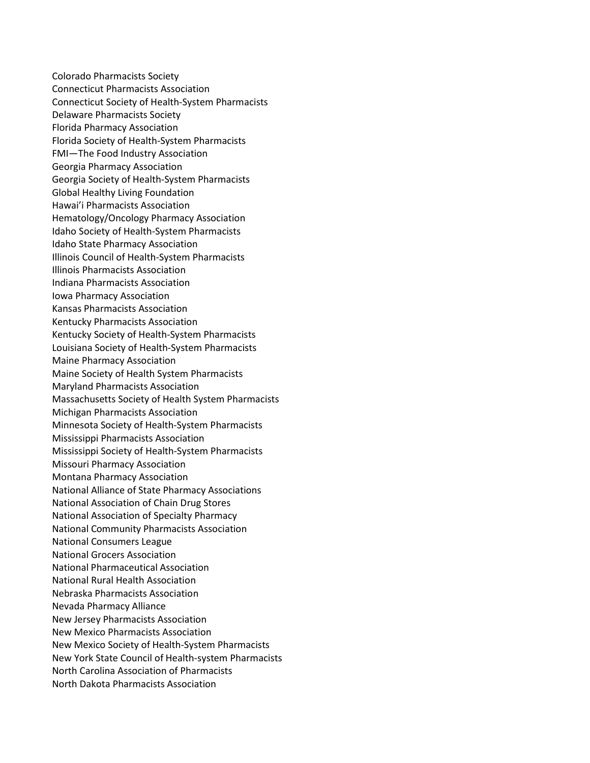Colorado Pharmacists Society
Connecticut Pharmacists Association
Connecticut Society of Health-System Pharmacists
Delaware Pharmacists Society
Florida Pharmacy Association
Florida Society of Health-System Pharmacists
FMI—The Food Industry Association
Georgia Pharmacy Association
Georgia Society of Health-System Pharmacists
Global Healthy Living Foundation
Hawai'i Pharmacists Association
Hematology/Oncology Pharmacy Association
Idaho Society of Health-System Pharmacists
Idaho State Pharmacy Association
Illinois Council of Health-System Pharmacists
Illinois Pharmacists Association
Indiana Pharmacists Association
Iowa Pharmacy Association
Kansas Pharmacists Association
Kentucky Pharmacists Association
Kentucky Society of Health-System Pharmacists
Louisiana Society of Health-System Pharmacists
Maine Pharmacy Association
Maine Society of Health System Pharmacists
Maryland Pharmacists Association
Massachusetts Society of Health System Pharmacists
Michigan Pharmacists Association
Minnesota Society of Health-System Pharmacists
Mississippi Pharmacists Association
Mississippi Society of Health-System Pharmacists
Missouri Pharmacy Association
Montana Pharmacy Association
National Alliance of State Pharmacy Associations
National Association of Chain Drug Stores
National Association of Specialty Pharmacy
National Community Pharmacists Association
National Consumers League
National Grocers Association
National Pharmaceutical Association
National Rural Health Association
Nebraska Pharmacists Association
Nevada Pharmacy Alliance
New Jersey Pharmacists Association
New Mexico Pharmacists Association
New Mexico Society of Health-System Pharmacists
New York State Council of Health-system Pharmacists
North Carolina Association of Pharmacists
North Dakota Pharmacists Association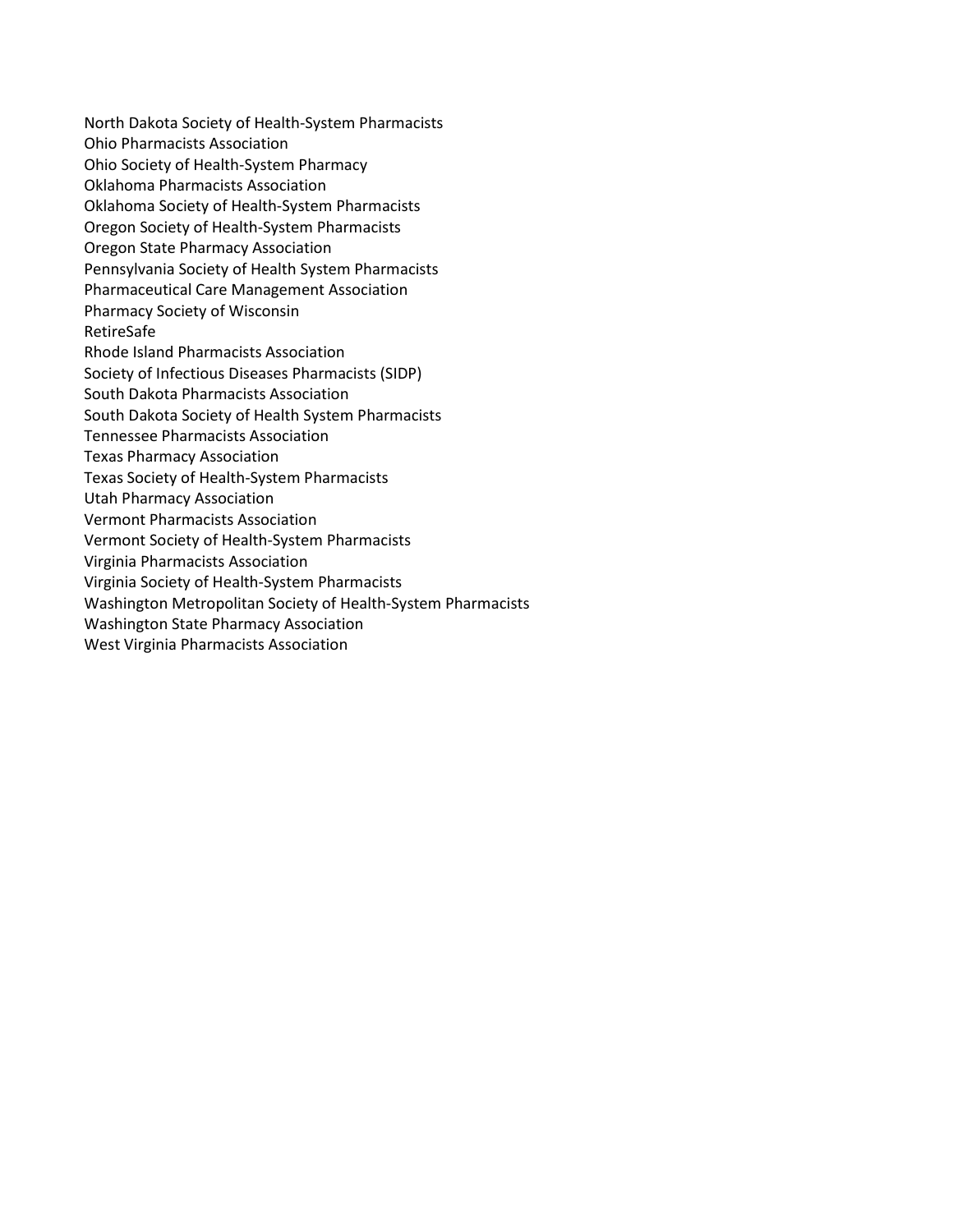North Dakota Society of Health-System Pharmacists
Ohio Pharmacists Association
Ohio Society of Health-System Pharmacy
Oklahoma Pharmacists Association
Oklahoma Society of Health-System Pharmacists
Oregon Society of Health-System Pharmacists
Oregon State Pharmacy Association
Pennsylvania Society of Health System Pharmacists
Pharmaceutical Care Management Association
Pharmacy Society of Wisconsin
RetireSafe
Rhode Island Pharmacists Association
Society of Infectious Diseases Pharmacists (SIDP)
South Dakota Pharmacists Association
South Dakota Society of Health System Pharmacists
Tennessee Pharmacists Association
Texas Pharmacy Association
Texas Society of Health-System Pharmacists
Utah Pharmacy Association
Vermont Pharmacists Association
Vermont Society of Health-System Pharmacists
Virginia Pharmacists Association
Virginia Society of Health-System Pharmacists
Washington Metropolitan Society of Health-System Pharmacists
Washington State Pharmacy Association
West Virginia Pharmacists Association